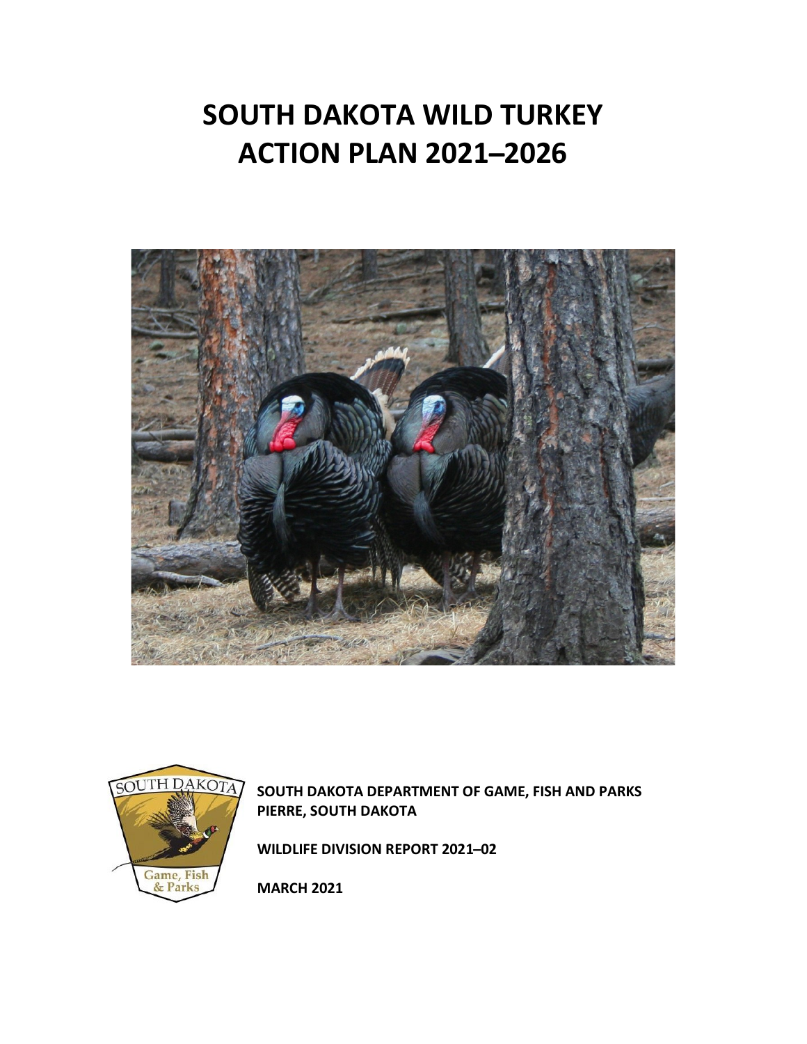# SOUTH DAKOTA WILD TURKEY ACTION PLAN 2021–2026

**SOUTH DAKOTA DEPARTMENT OF GAME, FISH AND PARKS**
**PIERRE, SOUTH DAKOTA**

**WILDLIFE DIVISION REPORT 2021–02**

**MARCH 2021**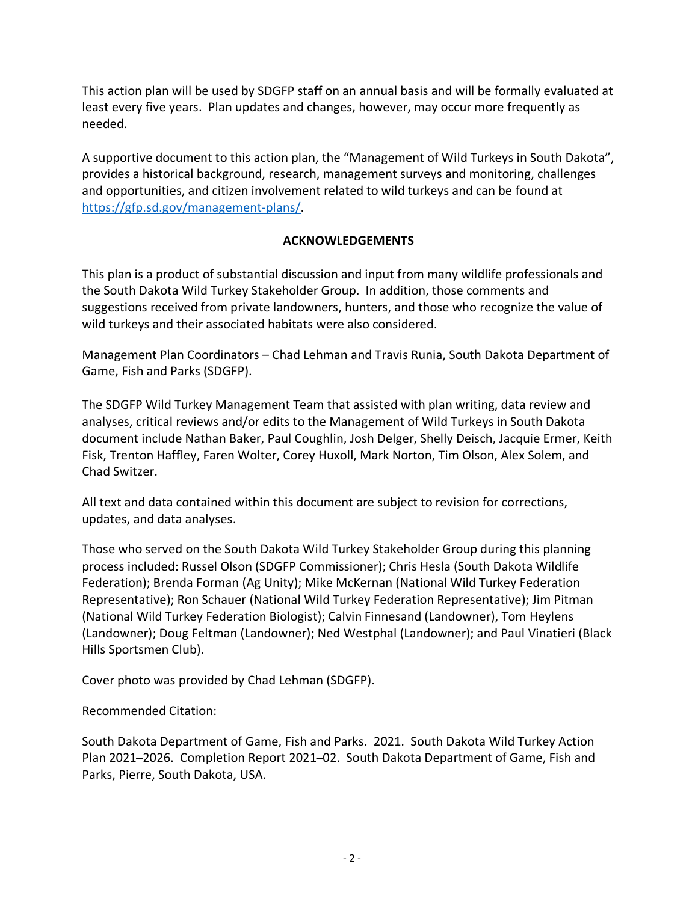This action plan will be used by SDGFP staff on an annual basis and will be formally evaluated at least every five years. Plan updates and changes, however, may occur more frequently as needed.

A supportive document to this action plan, the "Management of Wild Turkeys in South Dakota", provides a historical background, research, management surveys and monitoring, challenges and opportunities, and citizen involvement related to wild turkeys and can be found at https://gfp.sd.gov/management-plans/.

## ACKNOWLEDGEMENTS

This plan is a product of substantial discussion and input from many wildlife professionals and the South Dakota Wild Turkey Stakeholder Group. In addition, those comments and suggestions received from private landowners, hunters, and those who recognize the value of wild turkeys and their associated habitats were also considered.

Management Plan Coordinators – Chad Lehman and Travis Runia, South Dakota Department of Game, Fish and Parks (SDGFP).

The SDGFP Wild Turkey Management Team that assisted with plan writing, data review and analyses, critical reviews and/or edits to the Management of Wild Turkeys in South Dakota document include Nathan Baker, Paul Coughlin, Josh Delger, Shelly Deisch, Jacquie Ermer, Keith Fisk, Trenton Haffley, Faren Wolter, Corey Huxoll, Mark Norton, Tim Olson, Alex Solem, and Chad Switzer.

All text and data contained within this document are subject to revision for corrections, updates, and data analyses.

Those who served on the South Dakota Wild Turkey Stakeholder Group during this planning process included: Russel Olson (SDGFP Commissioner); Chris Hesla (South Dakota Wildlife Federation); Brenda Forman (Ag Unity); Mike McKernan (National Wild Turkey Federation Representative); Ron Schauer (National Wild Turkey Federation Representative); Jim Pitman (National Wild Turkey Federation Biologist); Calvin Finnesand (Landowner), Tom Heylens (Landowner); Doug Feltman (Landowner); Ned Westphal (Landowner); and Paul Vinatieri (Black Hills Sportsmen Club).

Cover photo was provided by Chad Lehman (SDGFP).

Recommended Citation:

South Dakota Department of Game, Fish and Parks. 2021. South Dakota Wild Turkey Action Plan 2021–2026. Completion Report 2021–02. South Dakota Department of Game, Fish and Parks, Pierre, South Dakota, USA.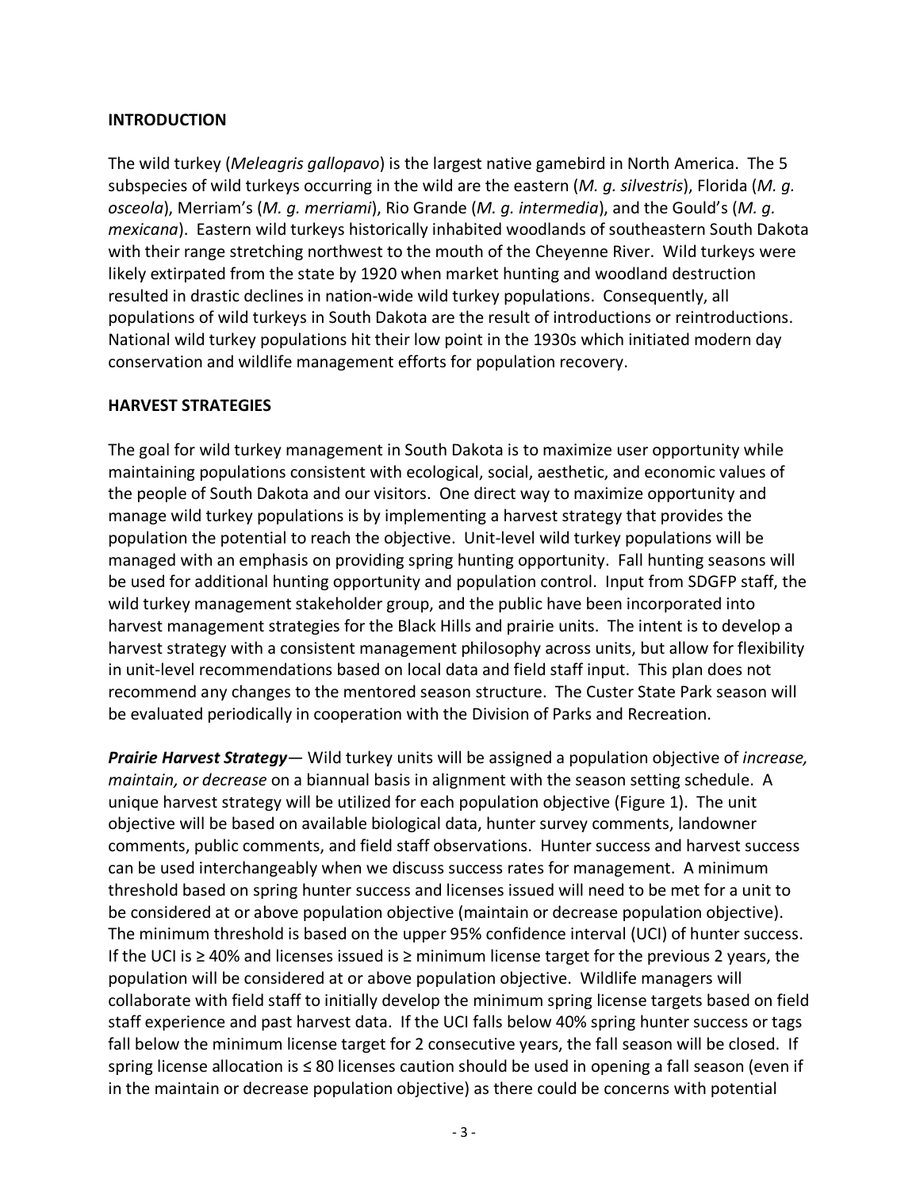## INTRODUCTION

The wild turkey (*Meleagris gallopavo*) is the largest native gamebird in North America. The 5 subspecies of wild turkeys occurring in the wild are the eastern (*M. g. silvestris*), Florida (*M. g. osceola*), Merriam's (*M. g. merriami*), Rio Grande (*M. g. intermedia*), and the Gould's (*M. g. mexicana*). Eastern wild turkeys historically inhabited woodlands of southeastern South Dakota with their range stretching northwest to the mouth of the Cheyenne River. Wild turkeys were likely extirpated from the state by 1920 when market hunting and woodland destruction resulted in drastic declines in nation-wide wild turkey populations. Consequently, all populations of wild turkeys in South Dakota are the result of introductions or reintroductions. National wild turkey populations hit their low point in the 1930s which initiated modern day conservation and wildlife management efforts for population recovery.

## HARVEST STRATEGIES

The goal for wild turkey management in South Dakota is to maximize user opportunity while maintaining populations consistent with ecological, social, aesthetic, and economic values of the people of South Dakota and our visitors. One direct way to maximize opportunity and manage wild turkey populations is by implementing a harvest strategy that provides the population the potential to reach the objective. Unit-level wild turkey populations will be managed with an emphasis on providing spring hunting opportunity. Fall hunting seasons will be used for additional hunting opportunity and population control. Input from SDGFP staff, the wild turkey management stakeholder group, and the public have been incorporated into harvest management strategies for the Black Hills and prairie units. The intent is to develop a harvest strategy with a consistent management philosophy across units, but allow for flexibility in unit-level recommendations based on local data and field staff input. This plan does not recommend any changes to the mentored season structure. The Custer State Park season will be evaluated periodically in cooperation with the Division of Parks and Recreation.

***Prairie Harvest Strategy***— Wild turkey units will be assigned a population objective of *increase, maintain, or decrease* on a biannual basis in alignment with the season setting schedule. A unique harvest strategy will be utilized for each population objective (Figure 1). The unit objective will be based on available biological data, hunter survey comments, landowner comments, public comments, and field staff observations. Hunter success and harvest success can be used interchangeably when we discuss success rates for management. A minimum threshold based on spring hunter success and licenses issued will need to be met for a unit to be considered at or above population objective (maintain or decrease population objective). The minimum threshold is based on the upper 95% confidence interval (UCI) of hunter success. If the UCI is ≥ 40% and licenses issued is ≥ minimum license target for the previous 2 years, the population will be considered at or above population objective. Wildlife managers will collaborate with field staff to initially develop the minimum spring license targets based on field staff experience and past harvest data. If the UCI falls below 40% spring hunter success or tags fall below the minimum license target for 2 consecutive years, the fall season will be closed. If spring license allocation is ≤ 80 licenses caution should be used in opening a fall season (even if in the maintain or decrease population objective) as there could be concerns with potential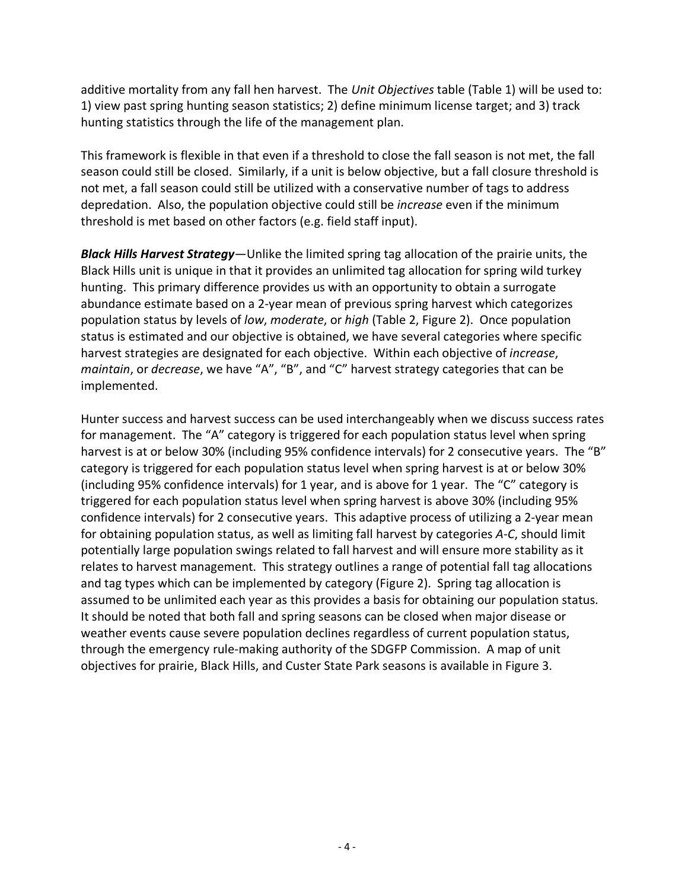additive mortality from any fall hen harvest. The *Unit Objectives* table (Table 1) will be used to: 1) view past spring hunting season statistics; 2) define minimum license target; and 3) track hunting statistics through the life of the management plan.

This framework is flexible in that even if a threshold to close the fall season is not met, the fall season could still be closed. Similarly, if a unit is below objective, but a fall closure threshold is not met, a fall season could still be utilized with a conservative number of tags to address depredation. Also, the population objective could still be *increase* even if the minimum threshold is met based on other factors (e.g. field staff input).

***Black Hills Harvest Strategy***—Unlike the limited spring tag allocation of the prairie units, the Black Hills unit is unique in that it provides an unlimited tag allocation for spring wild turkey hunting. This primary difference provides us with an opportunity to obtain a surrogate abundance estimate based on a 2-year mean of previous spring harvest which categorizes population status by levels of *low*, *moderate*, or *high* (Table 2, Figure 2). Once population status is estimated and our objective is obtained, we have several categories where specific harvest strategies are designated for each objective. Within each objective of *increase*, *maintain*, or *decrease*, we have "A", "B", and "C" harvest strategy categories that can be implemented.

Hunter success and harvest success can be used interchangeably when we discuss success rates for management. The "A" category is triggered for each population status level when spring harvest is at or below 30% (including 95% confidence intervals) for 2 consecutive years. The "B" category is triggered for each population status level when spring harvest is at or below 30% (including 95% confidence intervals) for 1 year, and is above for 1 year. The "C" category is triggered for each population status level when spring harvest is above 30% (including 95% confidence intervals) for 2 consecutive years. This adaptive process of utilizing a 2-year mean for obtaining population status, as well as limiting fall harvest by categories *A-C*, should limit potentially large population swings related to fall harvest and will ensure more stability as it relates to harvest management. This strategy outlines a range of potential fall tag allocations and tag types which can be implemented by category (Figure 2). Spring tag allocation is assumed to be unlimited each year as this provides a basis for obtaining our population status. It should be noted that both fall and spring seasons can be closed when major disease or weather events cause severe population declines regardless of current population status, through the emergency rule-making authority of the SDGFP Commission. A map of unit objectives for prairie, Black Hills, and Custer State Park seasons is available in Figure 3.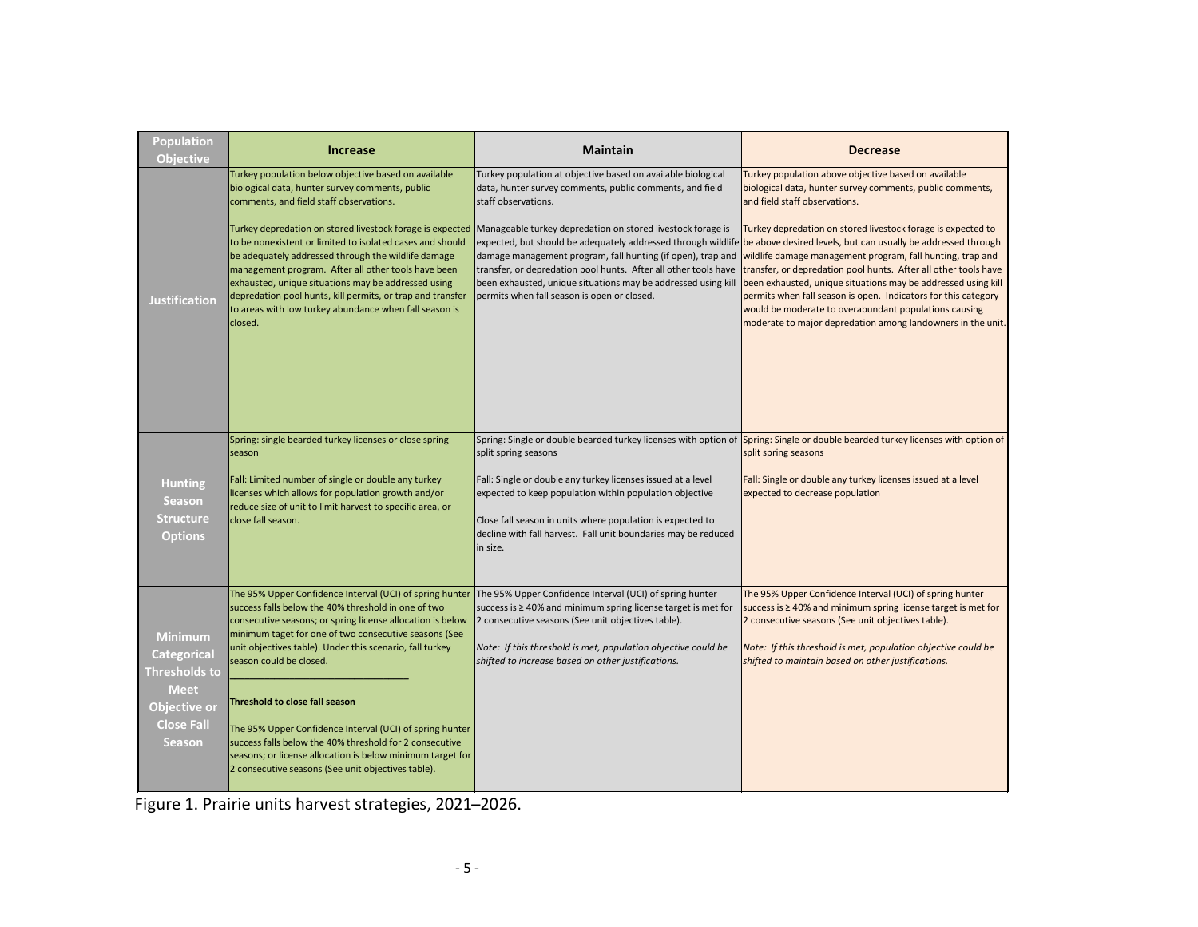| Population Objective | Increase | Maintain | Decrease |
| --- | --- | --- | --- |
| Justification | Turkey population below objective based on available biological data, hunter survey comments, public comments, and field staff observations.<br><br>Turkey depredation on stored livestock forage is expected to be nonexistent or limited to isolated cases and should be adequately addressed through the wildlife damage management program. After all other tools have been exhausted, unique situations may be addressed using depredation pool hunts, kill permits, or trap and transfer to areas with low turkey abundance when fall season is closed. | Turkey population at objective based on available biological data, hunter survey comments, public comments, and field staff observations.<br><br>Manageable turkey depredation on stored livestock forage is expected, but should be adequately addressed through wildlife damage management program, fall hunting (if open), trap and transfer, or depredation pool hunts. After all other tools have been exhausted, unique situations may be addressed using kill permits when fall season is open or closed. | Turkey population above objective based on available biological data, hunter survey comments, public comments, and field staff observations.<br><br>Turkey depredation on stored livestock forage is expected to be above desired levels, but can usually be addressed through wildlife damage management program, fall hunting, trap and transfer, or depredation pool hunts. After all other tools have been exhausted, unique situations may be addressed using kill permits when fall season is open. Indicators for this category would be moderate to overabundant populations causing moderate to major depredation among landowners in the unit. |
| Hunting Season Structure Options | Spring: single bearded turkey licenses or close spring season<br><br>Fall: Limited number of single or double any turkey licenses which allows for population growth and/or reduce size of unit to limit harvest to specific area, or close fall season. | Spring: Single or double bearded turkey licenses with option of split spring seasons<br><br>Fall: Single or double any turkey licenses issued at a level expected to keep population within population objective<br><br>Close fall season in units where population is expected to decline with fall harvest. Fall unit boundaries may be reduced in size. | Spring: Single or double bearded turkey licenses with option of split spring seasons<br><br>Fall: Single or double any turkey licenses issued at a level expected to decrease population |
| Minimum Categorical Thresholds to Meet Objective or Close Fall Season | The 95% Upper Confidence Interval (UCI) of spring hunter success falls below the 40% threshold in one of two consecutive seasons; or spring license allocation is below minimum taget for one of two consecutive seasons (See unit objectives table). Under this scenario, fall turkey season could be closed.<br><br>**Threshold to close fall season**<br><br>The 95% Upper Confidence Interval (UCI) of spring hunter success falls below the 40% threshold for 2 consecutive seasons; or license allocation is below minimum target for 2 consecutive seasons (See unit objectives table). | The 95% Upper Confidence Interval (UCI) of spring hunter success is ≥ 40% and minimum spring license target is met for 2 consecutive seasons (See unit objectives table).<br><br>*Note: If this threshold is met, population objective could be shifted to increase based on other justifications.* | The 95% Upper Confidence Interval (UCI) of spring hunter success is ≥ 40% and minimum spring license target is met for 2 consecutive seasons (See unit objectives table).<br><br>*Note: If this threshold is met, population objective could be shifted to maintain based on other justifications.* |

Figure 1. Prairie units harvest strategies, 2021–2026.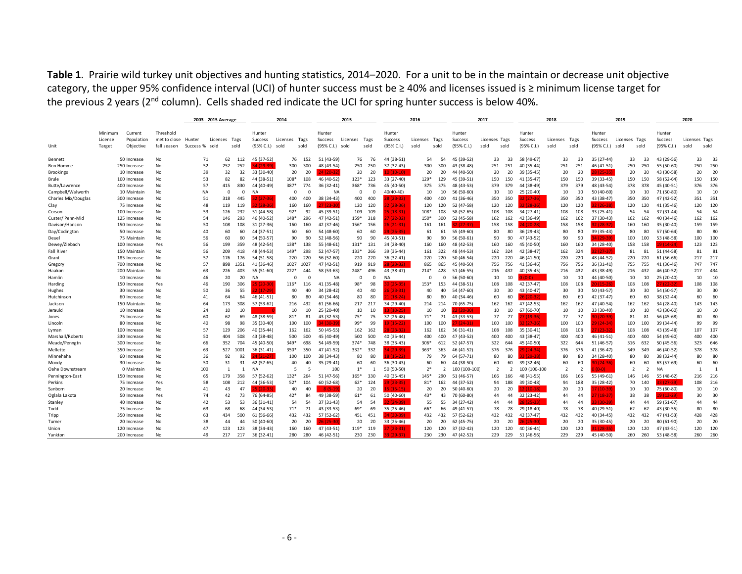**Table 1**. Prairie wild turkey unit objectives and hunting statistics, 2014–2020. For a unit to be in the maintain or decrease unit objective category, the upper 95% confidence interval (UCI) of hunter success must be ≥ 40% and licenses issued is ≥ minimum license target for the previous 2 years (2nd column). Cells shaded red indicate the UCI for spring hunter success is below 40%.

| | | | | 2003 - 2015 Average | | | 2014 | | | 2015 | | | 2016 | | | 2017 | | | 2018 | | | 2019 | | | 2020 | | |
|---|---|---|---|---|---|---|---|---|---|---|---|---|---|---|---|---|---|---|---|---|---|---|---|---|---|---|---|
| Unit | Minimum License Target | Current Population Objective | Threshold met to close fall season | Hunter Success % | Licenses sold | Tags sold | Hunter Success (95% C.I.) | Licenses sold | Tags sold | Hunter Success (95% C.I.) | Licenses sold | Tags sold | Hunter Success (95% C.I.) | Licenses sold | Tags sold | Hunter Success (95% C.I.) | Licenses sold | Tags sold | Hunter Success (95% C.I.) | Licenses sold | Tags sold | Hunter Success (95% C.I.) | Licenses sold | Tags sold | Hunter Success (95% C.I.) | Licenses sold | Tags sold |
| Bennett | 50 | Increase | No | 71 | 62 | 112 | 45 (37-52) | 76 | 152 | 51 (43-59) | 76 | 76 | 44 (38-51) | 54 | 54 | 45 (39-52) | 33 | 33 | 58 (49-67) | 33 | 33 | 35 (27-44) | 33 | 33 | 43 (29-56) | 33 | 33 |
| Bon Homme | 250 | Increase | No | 52 | 252 | 252 | 34 (29-39) | 300 | 300 | 48 (43-54) | 250 | 250 | 37 (32-43) | 300 | 300 | 43 (38-48) | 251 | 251 | 40 (35-44) | 251 | 251 | 46 (41-51) | 250 | 250 | 55 (50-60) | 250 | 250 |
| Brookings | 10 | Increase | No | 39 | 32 | 32 | 33 (30-40) | 20 | 20 | 24 (20-32) | 20 | 20 | 20 (10-10) | 20 | 20 | 44 (30-50) | 20 | 20 | 39 (35-45) | 20 | 20 | 28 (25-35) | 20 | 20 | 43 (30-58) | 20 | 20 |
| Brule | 100 | Increase | No | 53 | 82 | 82 | 44 (38-51) | 108* | 108 | 46 (40-52) | 123* | 123 | 33 (27-40) | 129* | 129 | 45 (39-51) | 150 | 150 | 41 (35-47) | 150 | 150 | 39 (33-45) | 150 | 150 | 58 (52-64) | 150 | 150 |
| Butte/Lawrence | 400 | Increase | No | 57 | 415 | 830 | 44 (40-49) | 387* | 774 | 36 (32-41) | 368* | 736 | 45 (40-50) | 375 | 375 | 48 (43-53) | 379 | 379 | 44 (38-49) | 379 | 379 | 48 (43-54) | 378 | 378 | 45 (40-51) | 376 | 376 |
| Campbell/Walworth | 10 | Maintain | No | NA | 0 | 0 | NA | 0 | 0 | NA | 0 | 0 | 40(40-40) | 10 | 10 | 56 (50-60) | 10 | 10 | 25 (20-40) | 10 | 10 | 50 (40-60) | 10 | 10 | 71 (50-80) | 10 | 10 |
| Charles Mix/Douglas | 300 | Increase | No | 51 | 318 | 445 | 32 (27-36) | 400 | 400 | 38 (34-43) | 400 | 400 | 28 (23-32) | 400 | 400 | 41 (36-46) | 350 | 350 | 32 (27-36) | 350 | 350 | 43 (38-47) | 350 | 350 | 47 (42-52) | 351 | 351 |
| Clay | 75 | Increase | No | 48 | 119 | 119 | 32 (28-36) | 160 | 160 | 27 (23-30) | 120 | 120 | 32 (28-36) | 120 | 120 | 52 (47-58) | 120 | 120 | 32 (28-36) | 120 | 120 | 32 (26-38) | 120 | 120 | 41 (35-46) | 120 | 120 |
| Corson | 100 | Increase | No | 53 | 126 | 232 | 51 (44-58) | 92* | 92 | 45 (39-51) | 109 | 109 | 25 (18-31) | 108* | 108 | 58 (52-65) | 108 | 108 | 34 (27-41) | 108 | 108 | 33 (25-41) | 54 | 54 | 37 (31-44) | 54 | 54 |
| Custer/ Penn-Mid | 125 | Increase | No | 54 | 146 | 293 | 46 (40-52) | 148* | 296 | 47 (42-51) | 159* | 318 | 27 (22-32) | 150* | 300 | 52 (45-58) | 162 | 162 | 42 (36-49) | 162 | 162 | 37 (30-43) | 162 | 162 | 40 (34-46) | 162 | 162 |
| Davison/Hanson | 150 | Increase | No | 50 | 108 | 108 | 31 (27-36) | 160 | 160 | 42 (37-46) | 156* | 156 | 26 (21-31) | 161 | 161 | 32 (27-37) | 158 | 158 | 24 (20-28) | 158 | 158 | 32 (28-37) | 160 | 160 | 35 (30-40) | 159 | 159 |
| Day/Codington | 50 | Increase | No | 40 | 60 | 60 | 44 (37-51) | 60 | 60 | 54 (48-60) | 60 | 60 | 29 (25-35) | 61 | 61 | 55 (49-60) | 80 | 80 | 36 (29-43) | 80 | 80 | 39 (35-43) | 80 | 80 | 57 (50-64) | 80 | 80 |
| Deuel | 75 | Maintain | No | 56 | 60 | 60 | 54 (50-57) | 90 | 90 | 52 (48-56) | 90 | 90 | 45 (40-51) | 90 | 90 | 56 (50-61) | 90 | 90 | 47 (43-52) | 90 | 90 | 34 (29-39) | 100 | 100 | 53 (48-58) | 100 | 100 |
| Dewey/Ziebach | 100 | Increase | Yes | 56 | 199 | 359 | 48 (42-54) | 138* | 138 | 55 (48-61) | 131* | 131 | 34 (28-40) | 160 | 160 | 48 (42-53) | 160 | 160 | 45 (40-50) | 160 | 160 | 34 (28-40) | 158 | 158 | 19 (14-24) | 123 | 123 |
| Fall River | 150 | Maintain | No | 56 | 209 | 418 | 48 (44-53) | 149* | 298 | 52 (47-57) | 133* | 266 | 39 (35-44) | 161 | 322 | 48 (44-53) | 162 | 324 | 42 (38-47) | 162 | 324 | 32 (27-37) | 81 | 81 | 51 (44-58) | 81 | 81 |
| Grant | 185 | Increase | No | 57 | 176 | 176 | 54 (51-58) | 220 | 220 | 56 (52-60) | 220 | 220 | 36 (32-41) | 220 | 220 | 50 (46-54) | 220 | 220 | 46 (41-50) | 220 | 220 | 48 (44-52) | 220 | 220 | 61 (56-66) | 217 | 217 |
| Gregory | 700 | Increase | No | 57 | 898 | 1351 | 41 (36-46) | 1027 | 1027 | 47 (42-51) | 919 | 919 | 28 (23-32) | 865 | 865 | 45 (40-50) | 756 | 756 | 41 (36-46) | 756 | 756 | 36 (31-41) | 755 | 755 | 41 (36-46) | 747 | 747 |
| Haakon | 200 | Maintain | No | 63 | 226 | 403 | 55 (51-60) | 222* | 444 | 58 (53-63) | 248* | 496 | 43 (38-47) | 214* | 428 | 51 (46-55) | 216 | 432 | 40 (35-45) | 216 | 432 | 43 (38-49) | 216 | 432 | 46 (40-52) | 217 | 434 |
| Hamlin | 10 | Increase | No | 46 | 20 | 20 | NA | 0 | 0 | NA | 0 | 0 | NA | 0 | 0 | 56 (50-60) | 10 | 10 | 0 (0-0) | 10 | 10 | 44 (40-50) | 10 | 10 | 25 (20-40) | 10 | 10 |
| Harding | 150 | Increase | Yes | 46 | 190 | 306 | 25 (20-30) | 116* | 116 | 41 (35-48) | 98* | 98 | 30 (25-35) | 153* | 153 | 44 (38-51) | 108 | 108 | 42 (37-47) | 108 | 108 | 20 (15-25) | 108 | 108 | 27 (22-32) | 108 | 108 |
| Hughes | 30 | Increase | No | 50 | 36 | 55 | 22 (17-29) | 40 | 40 | 34 (28-42) | 40 | 40 | 26 (23-31) | 40 | 40 | 54 (47-60) | 30 | 30 | 43 (40-47) | 30 | 30 | 50 (43-57) | 30 | 30 | 54 (50-57) | 30 | 30 |
| Hutchinson | 60 | Increase | No | 41 | 64 | 64 | 46 (41-51) | 80 | 80 | 40 (34-46) | 80 | 80 | 21 (18-24) | 80 | 80 | 40 (34-46) | 60 | 60 | 26 (20-32) | 60 | 60 | 42 (37-47) | 60 | 60 | 38 (32-44) | 60 | 60 |
| Jackson | 150 | Maintain | No | 64 | 173 | 308 | 57 (53-62) | 216 | 432 | 61 (56-66) | 217 | 217 | 34 (29-40) | 214 | 214 | 70 (65-75) | 162 | 162 | 47 (42-53) | 162 | 162 | 47 (40-54) | 162 | 162 | 34 (28-40) | 143 | 143 |
| Jerauld | 10 | Increase | No | 24 | 10 | 10 | 0 | 10 | 10 | 25 (20-40) | 10 | 10 | 13 (10-25) | 10 | 10 | 22 (20-30) | 10 | 10 | 67 (60-70) | 10 | 10 | 33 (30-40) | 10 | 10 | 43 (30-60) | 10 | 10 |
| Jones | 75 | Increase | No | 60 | 62 | 69 | 48 (38-59) | 81* | 81 | 43 (32-53) | 75* | 75 | 37 (26-48) | 71* | 71 | 43 (33-53) | 77 | 77 | 27 (19-35) | 77 | 77 | 30 (20-39) | 81 | 81 | 56 (45-68) | 80 | 80 |
| Lincoln | 80 | Increase | No | 40 | 98 | 98 | 35 (30-40) | 100 | 100 | 34 (30-39) | 99* | 99 | 19 (15-22) | 100 | 100 | 27 (24-31) | 100 | 100 | 32 (27-36) | 100 | 100 | 29 (24-34) | 100 | 100 | 39 (34-44) | 99 | 99 |
| Lyman | 100 | Increase | No | 57 | 129 | 206 | 40 (35-44) | 162 | 162 | 50 (45-55) | 162 | 162 | 28 (23-32) | 162 | 162 | 36 (31-41) | 108 | 108 | 35 (30-41) | 108 | 108 | 27 (23-32) | 108 | 108 | 43 (39-48) | 107 | 107 |
| Marshall/Roberts | 330 | Increase | No | 50 | 404 | 508 | 43 (38-48) | 500 | 500 | 45 (40-49) | 500 | 500 | 40 (35-44) | 400 | 400 | 47 (43-52) | 400 | 400 | 43 (38-47) | 400 | 400 | 46 (41-51) | 400 | 400 | 54 (49-60) | 400 | 400 |
| Meade/Penngtn | 300 | Increase | No | 66 | 352 | 704 | 45 (40-50) | 349* | 698 | 54 (49-59) | 374* | 748 | 38 (33-43) | 306* | 612 | 52 (47-57) | 322 | 644 | 45 (40-50) | 322 | 644 | 51 (46-57) | 316 | 632 | 50 (45-56) | 323 | 646 |
| Mellette | 350 | Increase | No | 63 | 527 | 1001 | 36 (31-41) | 350* | 350 | 47 (41-52) | 332* | 332 | 34 (29-39) | 363* | 363 | 46 (41-52) | 376 | 376 | 29 (24-34) | 376 | 376 | 41 (36-47) | 349 | 349 | 46 (40-52) | 378 | 378 |
| Minnehaha | 60 | Increase | No | 36 | 92 | 92 | 24 (21-27) | 100 | 100 | 38 (34-43) | 80 | 80 | 18 (15-22) | 79 | 79 | 64 (57-71) | 80 | 80 | 33 (29-39) | 80 | 80 | 34 (28-40) | 80 | 80 | 38 (32-44) | 80 | 80 |
| Moody | 30 | Increase | No | 50 | 31 | 31 | 62 (57-65) | 40 | 40 | 35 (29-41) | 60 | 60 | 36 (30-43) | 60 | 60 | 44 (38-50) | 60 | 60 | 39 (32-46) | 60 | 60 | 30 (24-36) | 60 | 60 | 63 (57-69) | 60 | 60 |
| Oahe Downstream | 0 | Maintain | No | 100 | 1 | 1 | NA | 5 | 5 | 100 | 1* | 1 | 50 (50-50) | 2* | 2 | 100 (100-100) | 2 | 2 | 100 (100-100) | 2 | 2 | 0 (0-0) | 2 | 2 | NA | 1 | 1 |
| Pennington-East | 150 | Increase | No | 65 | 179 | 358 | 57 (52-62) | 132* | 264 | 51 (47-56) | 165* | 330 | 40 (35-45) | 145* | 290 | 51 (46-57) | 166 | 166 | 48 (41-55) | 166 | 166 | 55 (49-61) | 146 | 146 | 55 (48-62) | 216 | 216 |
| Perkins | 75 | Increase | Yes | 58 | 108 | 212 | 44 (36-53) | 52* | 104 | 60 (52-68) | 62* | 124 | 29 (23-35) | 81* | 162 | 44 (37-52) | 94 | 188 | 39 (30-48) | 94 | 188 | 35 (28-42) | 70 | 140 | 33 (27-39) | 108 | 216 |
| Sanborn | 20 | Increase | No | 41 | 43 | 47 | 25 (20-33) | 40 | 40 | 8 (5-19) | 20 | 20 | 15 (15-15) | 20 | 20 | 50 (40-60) | 20 | 20 | 12 (10-18) | 20 | 20 | 17 (10-39) | 10 | 10 | 75 (60-80) | 10 | 10 |
| Oglala Lakota | 50 | Increase | Yes | 74 | 42 | 73 | 76 (64-85) | 42* | 84 | 49 (38-59) | 61* | 61 | 50 (40-60) | 43* | 43 | 70 (60-80) | 44 | 44 | 32 (23-42) | 44 | 44 | 27 (18-37) | 38 | 38 | 19 (13-29) | 30 | 30 |
| Stanley | 40 | Increase | No | 42 | 53 | 53 | 36 (31-41) | 54 | 54 | 37 (31-43) | 54 | 54 | 32 (24-39) | 55 | 55 | 34 (27-42) | 44 | 44 | 28 (23-33) | 44 | 44 | 33 (30-39) | 44 | 44 | 59 (51-67) | 44 | 44 |
| Todd | 75 | Increase | No | 63 | 68 | 68 | 44 (34-53) | 71* | 71 | 43 (33-53) | 69* | 69 | 35 (25-46) | 66* | 66 | 49 (41-57) | 78 | 78 | 29 (18-40) | 78 | 78 | 40 (29-51) | 62 | 62 | 43 (30-55) | 80 | 80 |
| Tripp | 350 | Increase | No | 63 | 434 | 500 | 61 (56-66) | 432 | 432 | 57 (52-62) | 451 | 451 | 34 (30-39) | 432 | 432 | 57 (52-62) | 432 | 432 | 42 (37-47) | 432 | 432 | 40 (34-45) | 432 | 432 | 47 (41-53) | 428 | 428 |
| Turner | 20 | Increase | No | 38 | 44 | 44 | 50 (40-60) | 20 | 20 | 26 (25-30) | 20 | 20 | 33 (25-46) | 20 | 20 | 62 (45-75) | 20 | 20 | 26 (25-30) | 20 | 20 | 35 (30-45) | 20 | 20 | 80 (61-90) | 20 | 20 |
| Union | 120 | Increase | No | 47 | 123 | 123 | 38 (34-43) | 160 | 160 | 47 (43-51) | 119* | 119 | 27 (23-31) | 120 | 120 | 37 (32-42) | 120 | 120 | 40 (36-44) | 120 | 120 | 31 (28-35) | 120 | 120 | 47 (43-51) | 120 | 120 |
| Yankton | 200 | Increase | No | 49 | 217 | 217 | 36 (32-41) | 280 | 280 | 46 (42-51) | 230 | 230 | 33 (29-37) | 230 | 230 | 47 (42-52) | 229 | 229 | 51 (46-56) | 229 | 229 | 45 (40-50) | 260 | 260 | 53 (48-58) | 260 | 260 |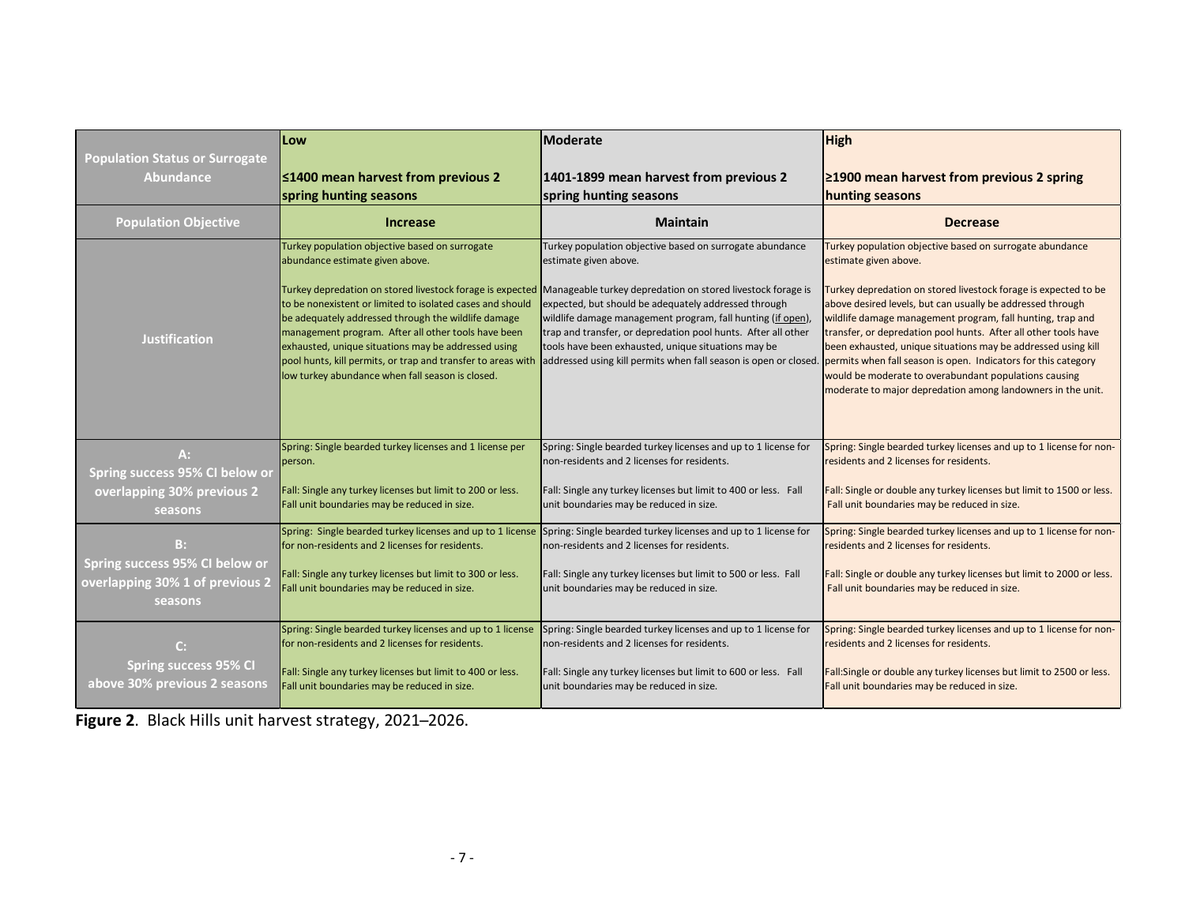| Population Status or Surrogate Abundance | Low<br><br>≤1400 mean harvest from previous 2 spring hunting seasons | Moderate<br><br>1401-1899 mean harvest from previous 2 spring hunting seasons | High<br><br>≥1900 mean harvest from previous 2 spring hunting seasons |
|---|---|---|---|
| Population Objective | Increase | Maintain | Decrease |
| Justification | Turkey population objective based on surrogate abundance estimate given above.<br><br>Turkey depredation on stored livestock forage is expected to be nonexistent or limited to isolated cases and should be adequately addressed through the wildlife damage management program. After all other tools have been exhausted, unique situations may be addressed using pool hunts, kill permits, or trap and transfer to areas with low turkey abundance when fall season is closed. | Turkey population objective based on surrogate abundance estimate given above.<br><br>Manageable turkey depredation on stored livestock forage is expected, but should be adequately addressed through wildlife damage management program, fall hunting (if open), trap and transfer, or depredation pool hunts. After all other tools have been exhausted, unique situations may be addressed using kill permits when fall season is open or closed. | Turkey population objective based on surrogate abundance estimate given above.<br><br>Turkey depredation on stored livestock forage is expected to be above desired levels, but can usually be addressed through wildlife damage management program, fall hunting, trap and transfer, or depredation pool hunts. After all other tools have been exhausted, unique situations may be addressed using kill permits when fall season is open. Indicators for this category would be moderate to overabundant populations causing moderate to major depredation among landowners in the unit. |
| A:<br>Spring success 95% CI below or overlapping 30% previous 2 seasons | Spring: Single bearded turkey licenses and 1 license per person.<br><br>Fall: Single any turkey licenses but limit to 200 or less. Fall unit boundaries may be reduced in size. | Spring: Single bearded turkey licenses and up to 1 license for non-residents and 2 licenses for residents.<br><br>Fall: Single any turkey licenses but limit to 400 or less. Fall unit boundaries may be reduced in size. | Spring: Single bearded turkey licenses and up to 1 license for non-residents and 2 licenses for residents.<br><br>Fall: Single or double any turkey licenses but limit to 1500 or less. Fall unit boundaries may be reduced in size. |
| B:<br>Spring success 95% CI below or overlapping 30% 1 of previous 2 seasons | Spring: Single bearded turkey licenses and up to 1 license for non-residents and 2 licenses for residents.<br><br>Fall: Single any turkey licenses but limit to 300 or less. Fall unit boundaries may be reduced in size. | Spring: Single bearded turkey licenses and up to 1 license for non-residents and 2 licenses for residents.<br><br>Fall: Single any turkey licenses but limit to 500 or less. Fall unit boundaries may be reduced in size. | Spring: Single bearded turkey licenses and up to 1 license for non-residents and 2 licenses for residents.<br><br>Fall: Single or double any turkey licenses but limit to 2000 or less. Fall unit boundaries may be reduced in size. |
| C:<br>Spring success 95% CI above 30% previous 2 seasons | Spring: Single bearded turkey licenses and up to 1 license for non-residents and 2 licenses for residents.<br><br>Fall: Single any turkey licenses but limit to 400 or less. Fall unit boundaries may be reduced in size. | Spring: Single bearded turkey licenses and up to 1 license for non-residents and 2 licenses for residents.<br><br>Fall: Single any turkey licenses but limit to 600 or less. Fall unit boundaries may be reduced in size. | Spring: Single bearded turkey licenses and up to 1 license for non-residents and 2 licenses for residents.<br><br>Fall:Single or double any turkey licenses but limit to 2500 or less. Fall unit boundaries may be reduced in size. |

**Figure 2**. Black Hills unit harvest strategy, 2021–2026.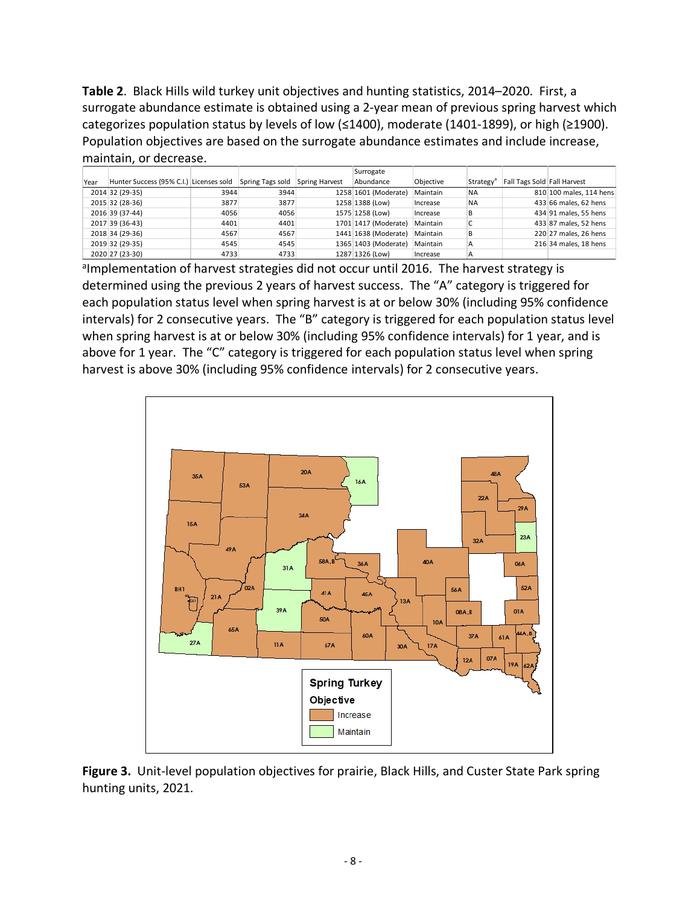**Table 2**. Black Hills wild turkey unit objectives and hunting statistics, 2014–2020. First, a surrogate abundance estimate is obtained using a 2-year mean of previous spring harvest which categorizes population status by levels of low (≤1400), moderate (1401-1899), or high (≥1900). Population objectives are based on the surrogate abundance estimates and include increase, maintain, or decrease.

| Year | Hunter Success (95% C.I.) | Licenses sold | Spring Tags sold | Spring Harvest | Surrogate Abundance | Objective | Strategy[a] | Fall Tags Sold | Fall Harvest |
|---|---|---|---|---|---|---|---|---|---|
| 2014 | 32 (29-35) | 3944 | 3944 | 1258 | 1601 (Moderate) | Maintain | NA | 810 | 100 males, 114 hens |
| 2015 | 32 (28-36) | 3877 | 3877 | 1258 | 1388 (Low) | Increase | NA | 433 | 66 males, 62 hens |
| 2016 | 39 (37-44) | 4056 | 4056 | 1575 | 1258 (Low) | Increase | B | 434 | 91 males, 55 hens |
| 2017 | 39 (36-43) | 4401 | 4401 | 1701 | 1417 (Moderate) | Maintain | C | 433 | 87 males, 52 hens |
| 2018 | 34 (29-36) | 4567 | 4567 | 1441 | 1638 (Moderate) | Maintain | B | 220 | 27 males, 26 hens |
| 2019 | 32 (29-35) | 4545 | 4545 | 1365 | 1403 (Moderate) | Maintain | A | 216 | 34 males, 18 hens |
| 2020 | 27 (23-30) | 4733 | 4733 | 1287 | 1326 (Low) | Increase | A | | |

[a]Implementation of harvest strategies did not occur until 2016. The harvest strategy is determined using the previous 2 years of harvest success. The "A" category is triggered for each population status level when spring harvest is at or below 30% (including 95% confidence intervals) for 2 consecutive years. The "B" category is triggered for each population status level when spring harvest is at or below 30% (including 95% confidence intervals) for 1 year, and is above for 1 year. The "C" category is triggered for each population status level when spring harvest is above 30% (including 95% confidence intervals) for 2 consecutive years.

**Figure 3.** Unit-level population objectives for prairie, Black Hills, and Custer State Park spring hunting units, 2021.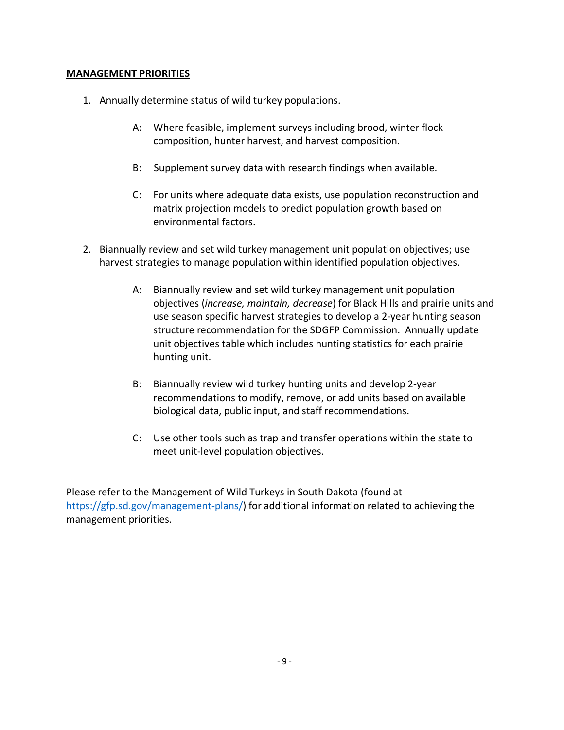## MANAGEMENT PRIORITIES

1. Annually determine status of wild turkey populations.

   A: Where feasible, implement surveys including brood, winter flock composition, hunter harvest, and harvest composition.

   B: Supplement survey data with research findings when available.

   C: For units where adequate data exists, use population reconstruction and matrix projection models to predict population growth based on environmental factors.

2. Biannually review and set wild turkey management unit population objectives; use harvest strategies to manage population within identified population objectives.

   A: Biannually review and set wild turkey management unit population objectives (*increase, maintain, decrease*) for Black Hills and prairie units and use season specific harvest strategies to develop a 2-year hunting season structure recommendation for the SDGFP Commission. Annually update unit objectives table which includes hunting statistics for each prairie hunting unit.

   B: Biannually review wild turkey hunting units and develop 2-year recommendations to modify, remove, or add units based on available biological data, public input, and staff recommendations.

   C: Use other tools such as trap and transfer operations within the state to meet unit-level population objectives.

Please refer to the Management of Wild Turkeys in South Dakota (found at [https://gfp.sd.gov/management-plans/](https://gfp.sd.gov/management-plans/)) for additional information related to achieving the management priorities.